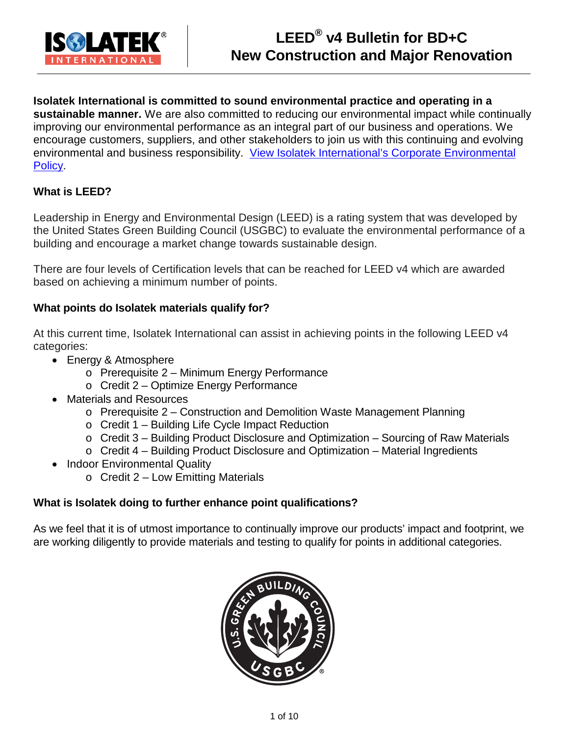# LEED® v4 Bulletin for BD+C New Construction and Major Renovation

**Isolatek International is committed to sound environmental practice and operating in a sustainable manner.** We are also committed to reducing our environmental impact while continually improving our environmental performance as an integral part of our business and operations. We encourage customers, suppliers, and other stakeholders to join us with this continuing and evolving environmental and business responsibility. [View Isolatek International's Corporate Environmental Policy].

**What is LEED?**

Leadership in Energy and Environmental Design (LEED) is a rating system that was developed by the United States Green Building Council (USGBC) to evaluate the environmental performance of a building and encourage a market change towards sustainable design.

There are four levels of Certification levels that can be reached for LEED v4 which are awarded based on achieving a minimum number of points.

**What points do Isolatek materials qualify for?**

At this current time, Isolatek International can assist in achieving points in the following LEED v4 categories:

- Energy & Atmosphere
    - Prerequisite 2 – Minimum Energy Performance
    - Credit 2 – Optimize Energy Performance
- Materials and Resources
    - Prerequisite 2 – Construction and Demolition Waste Management Planning
    - Credit 1 – Building Life Cycle Impact Reduction
    - Credit 3 – Building Product Disclosure and Optimization – Sourcing of Raw Materials
    - Credit 4 – Building Product Disclosure and Optimization – Material Ingredients
- Indoor Environmental Quality
    - Credit 2 – Low Emitting Materials

**What is Isolatek doing to further enhance point qualifications?**

As we feel that it is of utmost importance to continually improve our products' impact and footprint, we are working diligently to provide materials and testing to qualify for points in additional categories.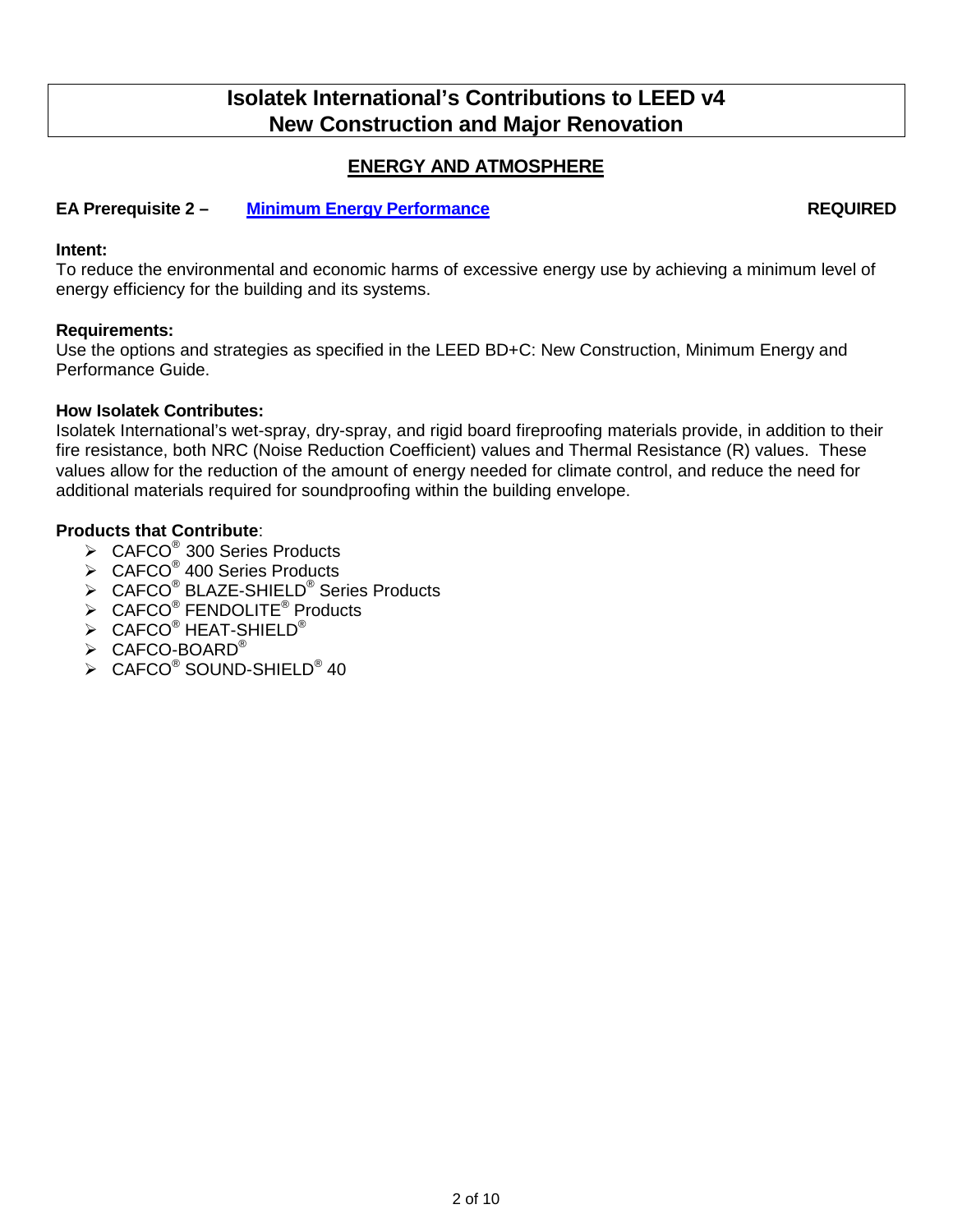# Isolatek International's Contributions to LEED v4
# New Construction and Major Renovation

## ENERGY AND ATMOSPHERE

**EA Prerequisite 2 – Minimum Energy Performance** **REQUIRED**

**Intent:**
To reduce the environmental and economic harms of excessive energy use by achieving a minimum level of energy efficiency for the building and its systems.

**Requirements:**
Use the options and strategies as specified in the LEED BD+C: New Construction, Minimum Energy and Performance Guide.

**How Isolatek Contributes:**
Isolatek International's wet-spray, dry-spray, and rigid board fireproofing materials provide, in addition to their fire resistance, both NRC (Noise Reduction Coefficient) values and Thermal Resistance (R) values. These values allow for the reduction of the amount of energy needed for climate control, and reduce the need for additional materials required for soundproofing within the building envelope.

**Products that Contribute**:

- CAFCO® 300 Series Products
- CAFCO® 400 Series Products
- CAFCO® BLAZE-SHIELD® Series Products
- CAFCO® FENDOLITE® Products
- CAFCO® HEAT-SHIELD®
- CAFCO-BOARD®
- CAFCO® SOUND-SHIELD® 40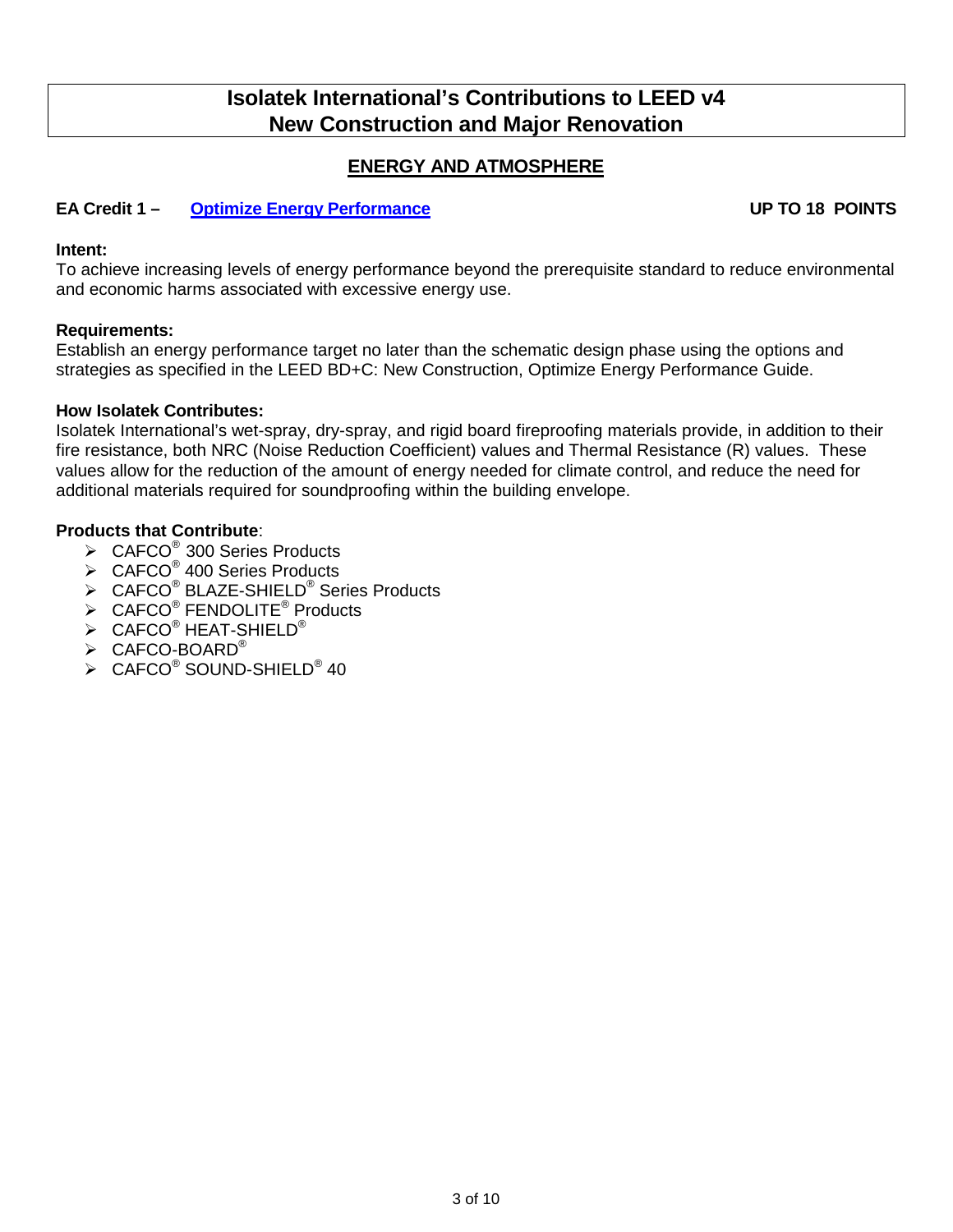# Isolatek International's Contributions to LEED v4
# New Construction and Major Renovation

## ENERGY AND ATMOSPHERE

### EA Credit 1 – Optimize Energy Performance — UP TO 18 POINTS

**Intent:**
To achieve increasing levels of energy performance beyond the prerequisite standard to reduce environmental and economic harms associated with excessive energy use.

**Requirements:**
Establish an energy performance target no later than the schematic design phase using the options and strategies as specified in the LEED BD+C: New Construction, Optimize Energy Performance Guide.

**How Isolatek Contributes:**
Isolatek International's wet-spray, dry-spray, and rigid board fireproofing materials provide, in addition to their fire resistance, both NRC (Noise Reduction Coefficient) values and Thermal Resistance (R) values. These values allow for the reduction of the amount of energy needed for climate control, and reduce the need for additional materials required for soundproofing within the building envelope.

**Products that Contribute**:

- CAFCO® 300 Series Products
- CAFCO® 400 Series Products
- CAFCO® BLAZE-SHIELD® Series Products
- CAFCO® FENDOLITE® Products
- CAFCO® HEAT-SHIELD®
- CAFCO-BOARD®
- CAFCO® SOUND-SHIELD® 40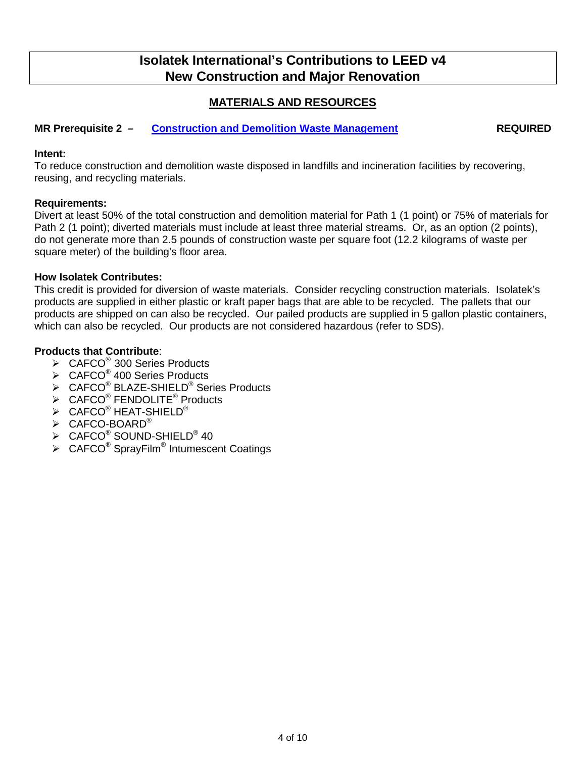# Isolatek International's Contributions to LEED v4
# New Construction and Major Renovation

## MATERIALS AND RESOURCES

**MR Prerequisite 2 – Construction and Demolition Waste Management** **REQUIRED**

**Intent:**
To reduce construction and demolition waste disposed in landfills and incineration facilities by recovering, reusing, and recycling materials.

**Requirements:**
Divert at least 50% of the total construction and demolition material for Path 1 (1 point) or 75% of materials for Path 2 (1 point); diverted materials must include at least three material streams. Or, as an option (2 points), do not generate more than 2.5 pounds of construction waste per square foot (12.2 kilograms of waste per square meter) of the building's floor area.

**How Isolatek Contributes:**
This credit is provided for diversion of waste materials. Consider recycling construction materials. Isolatek's products are supplied in either plastic or kraft paper bags that are able to be recycled. The pallets that our products are shipped on can also be recycled. Our pailed products are supplied in 5 gallon plastic containers, which can also be recycled. Our products are not considered hazardous (refer to SDS).

**Products that Contribute**:

- CAFCO® 300 Series Products
- CAFCO® 400 Series Products
- CAFCO® BLAZE-SHIELD® Series Products
- CAFCO® FENDOLITE® Products
- CAFCO® HEAT-SHIELD®
- CAFCO-BOARD®
- CAFCO® SOUND-SHIELD® 40
- CAFCO® SprayFilm® Intumescent Coatings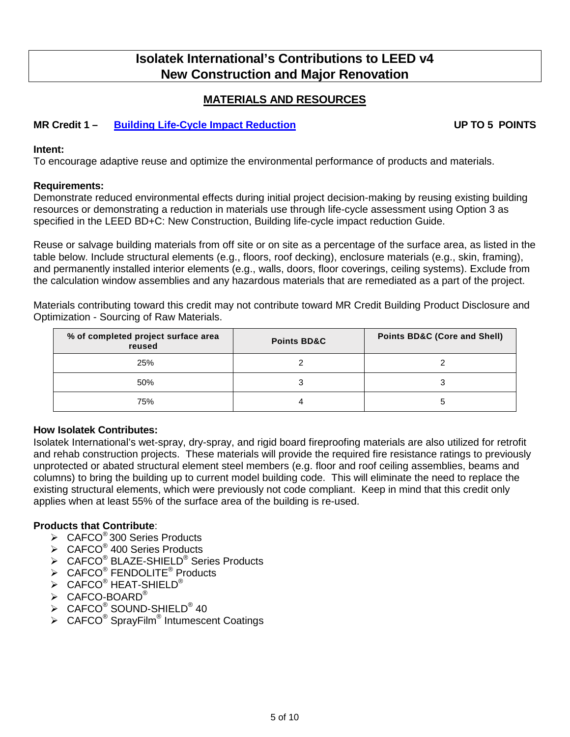# Isolatek International's Contributions to LEED v4 New Construction and Major Renovation

## MATERIALS AND RESOURCES

### MR Credit 1 – Building Life-Cycle Impact Reduction — UP TO 5 POINTS

**Intent:**
To encourage adaptive reuse and optimize the environmental performance of products and materials.

**Requirements:**
Demonstrate reduced environmental effects during initial project decision-making by reusing existing building resources or demonstrating a reduction in materials use through life-cycle assessment using Option 3 as specified in the LEED BD+C: New Construction, Building life-cycle impact reduction Guide.

Reuse or salvage building materials from off site or on site as a percentage of the surface area, as listed in the table below. Include structural elements (e.g., floors, roof decking), enclosure materials (e.g., skin, framing), and permanently installed interior elements (e.g., walls, doors, floor coverings, ceiling systems). Exclude from the calculation window assemblies and any hazardous materials that are remediated as a part of the project.

Materials contributing toward this credit may not contribute toward MR Credit Building Product Disclosure and Optimization - Sourcing of Raw Materials.

| % of completed project surface area reused | Points BD&C | Points BD&C (Core and Shell) |
|---|---|---|
| 25% | 2 | 2 |
| 50% | 3 | 3 |
| 75% | 4 | 5 |

**How Isolatek Contributes:**
Isolatek International's wet-spray, dry-spray, and rigid board fireproofing materials are also utilized for retrofit and rehab construction projects. These materials will provide the required fire resistance ratings to previously unprotected or abated structural element steel members (e.g. floor and roof ceiling assemblies, beams and columns) to bring the building up to current model building code. This will eliminate the need to replace the existing structural elements, which were previously not code compliant. Keep in mind that this credit only applies when at least 55% of the surface area of the building is re-used.

**Products that Contribute**:

- CAFCO® 300 Series Products
- CAFCO® 400 Series Products
- CAFCO® BLAZE-SHIELD® Series Products
- CAFCO® FENDOLITE® Products
- CAFCO® HEAT-SHIELD®
- CAFCO-BOARD®
- CAFCO® SOUND-SHIELD® 40
- CAFCO® SprayFilm® Intumescent Coatings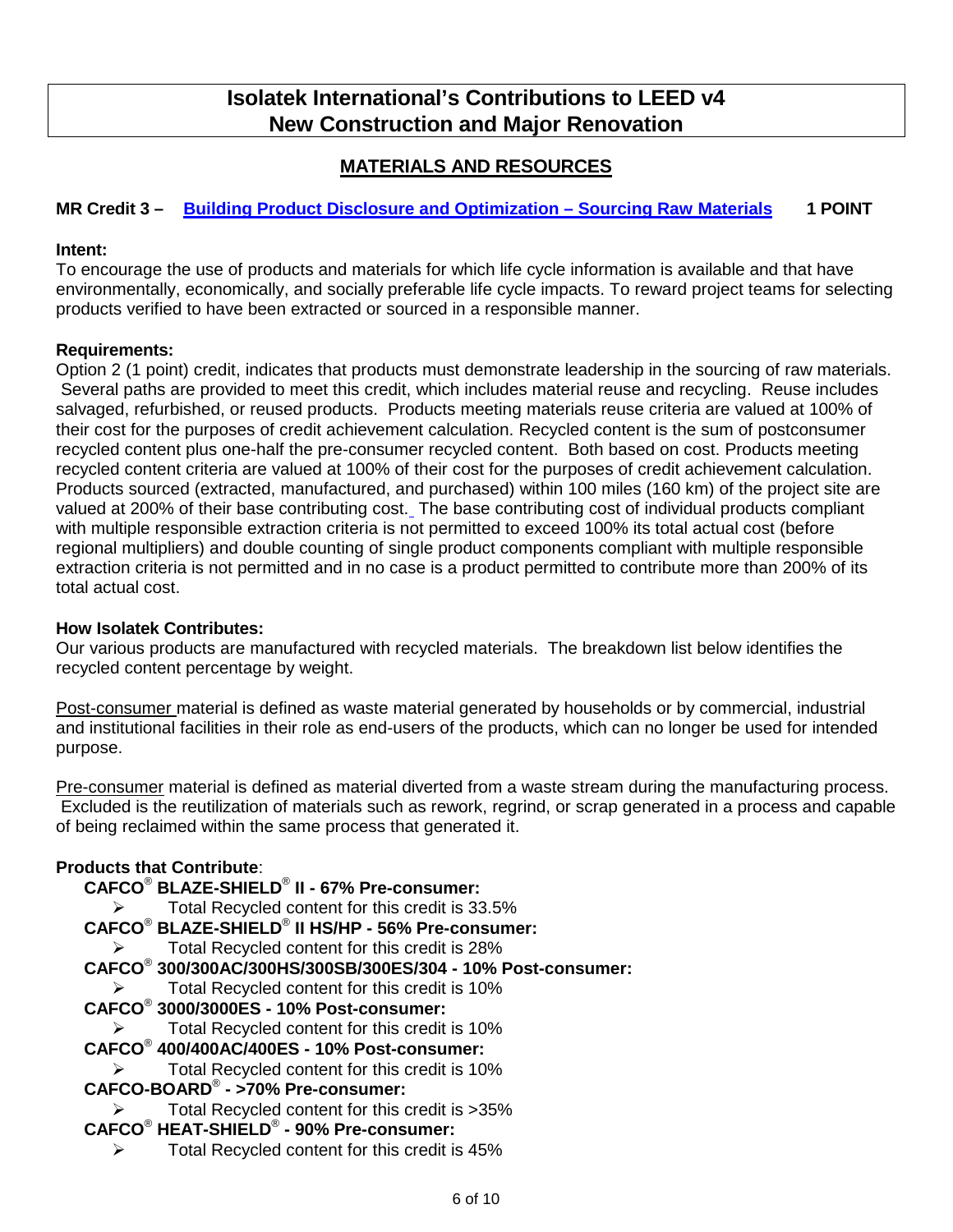# Isolatek International's Contributions to LEED v4
# New Construction and Major Renovation

## MATERIALS AND RESOURCES

**MR Credit 3 – [Building Product Disclosure and Optimization – Sourcing Raw Materials](#) 1 POINT**

**Intent:**
To encourage the use of products and materials for which life cycle information is available and that have environmentally, economically, and socially preferable life cycle impacts. To reward project teams for selecting products verified to have been extracted or sourced in a responsible manner.

**Requirements:**
Option 2 (1 point) credit, indicates that products must demonstrate leadership in the sourcing of raw materials. Several paths are provided to meet this credit, which includes material reuse and recycling. Reuse includes salvaged, refurbished, or reused products. Products meeting materials reuse criteria are valued at 100% of their cost for the purposes of credit achievement calculation. Recycled content is the sum of postconsumer recycled content plus one-half the pre-consumer recycled content. Both based on cost. Products meeting recycled content criteria are valued at 100% of their cost for the purposes of credit achievement calculation. Products sourced (extracted, manufactured, and purchased) within 100 miles (160 km) of the project site are valued at 200% of their base contributing cost. The base contributing cost of individual products compliant with multiple responsible extraction criteria is not permitted to exceed 100% its total actual cost (before regional multipliers) and double counting of single product components compliant with multiple responsible extraction criteria is not permitted and in no case is a product permitted to contribute more than 200% of its total actual cost.

**How Isolatek Contributes:**
Our various products are manufactured with recycled materials. The breakdown list below identifies the recycled content percentage by weight.

<u>Post-consumer</u> material is defined as waste material generated by households or by commercial, industrial and institutional facilities in their role as end-users of the products, which can no longer be used for intended purpose.

<u>Pre-consumer</u> material is defined as material diverted from a waste stream during the manufacturing process. Excluded is the reutilization of materials such as rework, regrind, or scrap generated in a process and capable of being reclaimed within the same process that generated it.

**Products that Contribute**:

- **CAFCO® BLAZE-SHIELD® II - 67% Pre-consumer:**
  - Total Recycled content for this credit is 33.5%
- **CAFCO® BLAZE-SHIELD® II HS/HP - 56% Pre-consumer:**
  - Total Recycled content for this credit is 28%
- **CAFCO® 300/300AC/300HS/300SB/300ES/304 - 10% Post-consumer:**
  - Total Recycled content for this credit is 10%
- **CAFCO® 3000/3000ES - 10% Post-consumer:**
  - Total Recycled content for this credit is 10%
- **CAFCO® 400/400AC/400ES - 10% Post-consumer:**
  - Total Recycled content for this credit is 10%
- **CAFCO-BOARD® - >70% Pre-consumer:**
  - Total Recycled content for this credit is >35%
- **CAFCO® HEAT-SHIELD® - 90% Pre-consumer:**
  - Total Recycled content for this credit is 45%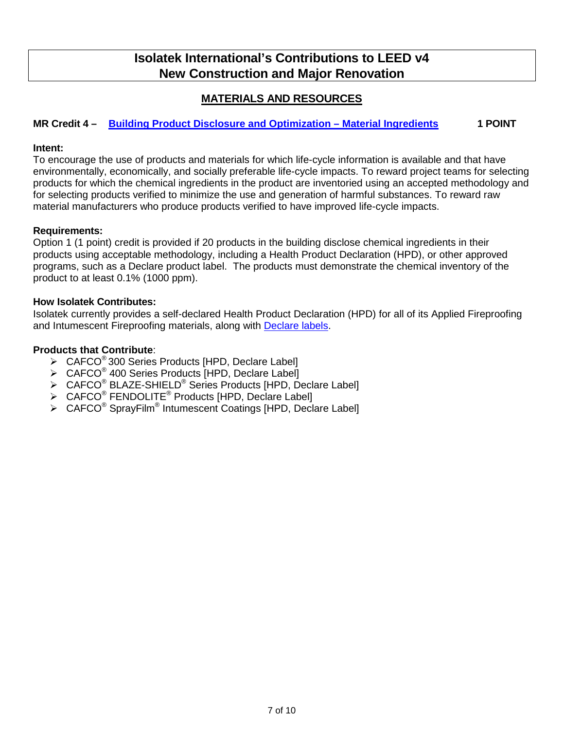# Isolatek International's Contributions to LEED v4 New Construction and Major Renovation

## MATERIALS AND RESOURCES

### MR Credit 4 – Building Product Disclosure and Optimization – Material Ingredients — 1 POINT

**Intent:**
To encourage the use of products and materials for which life-cycle information is available and that have environmentally, economically, and socially preferable life-cycle impacts. To reward project teams for selecting products for which the chemical ingredients in the product are inventoried using an accepted methodology and for selecting products verified to minimize the use and generation of harmful substances. To reward raw material manufacturers who produce products verified to have improved life-cycle impacts.

**Requirements:**
Option 1 (1 point) credit is provided if 20 products in the building disclose chemical ingredients in their products using acceptable methodology, including a Health Product Declaration (HPD), or other approved programs, such as a Declare product label. The products must demonstrate the chemical inventory of the product to at least 0.1% (1000 ppm).

**How Isolatek Contributes:**
Isolatek currently provides a self-declared Health Product Declaration (HPD) for all of its Applied Fireproofing and Intumescent Fireproofing materials, along with Declare labels.

**Products that Contribute**:

- CAFCO® 300 Series Products [HPD, Declare Label]
- CAFCO® 400 Series Products [HPD, Declare Label]
- CAFCO® BLAZE-SHIELD® Series Products [HPD, Declare Label]
- CAFCO® FENDOLITE® Products [HPD, Declare Label]
- CAFCO® SprayFilm® Intumescent Coatings [HPD, Declare Label]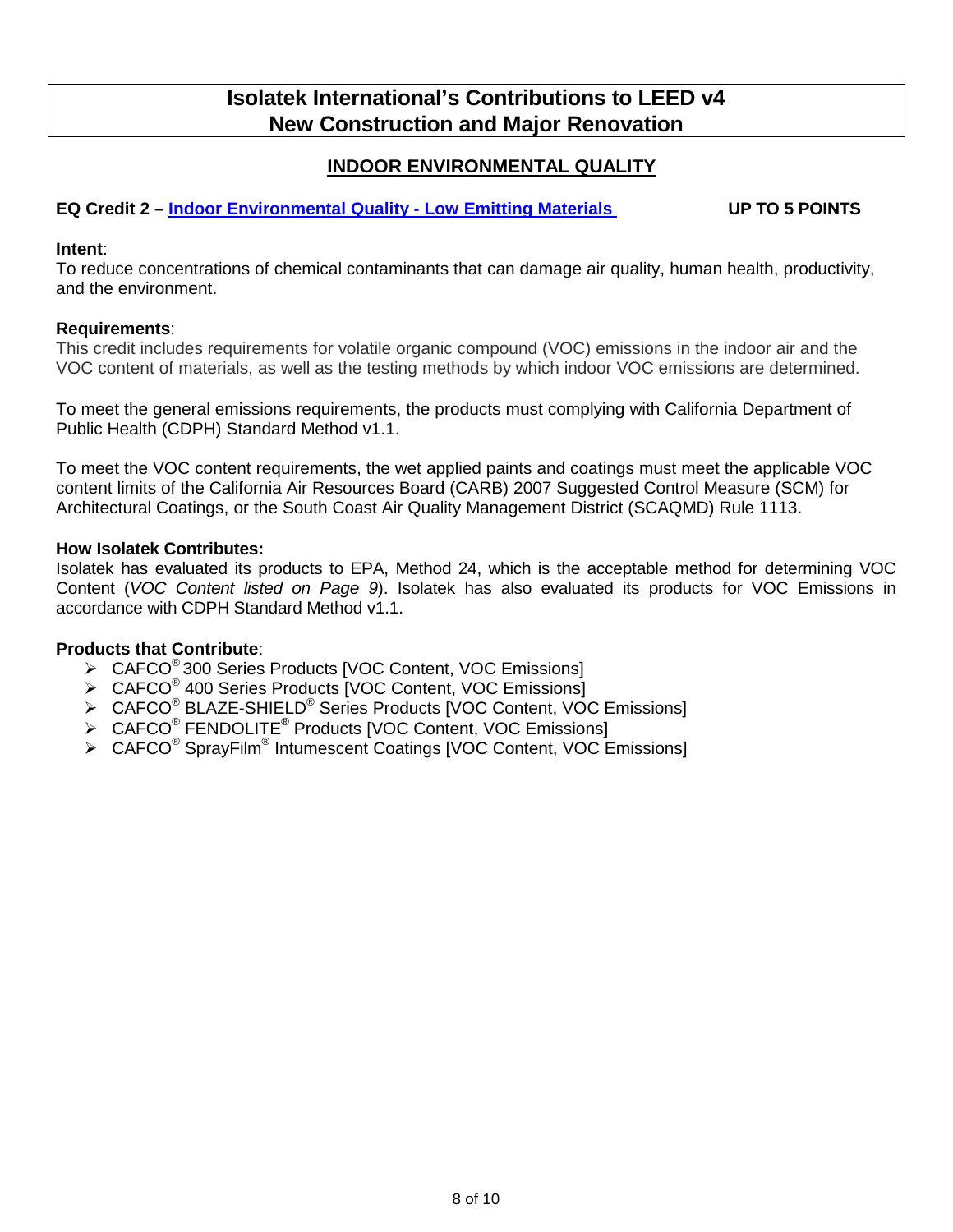# Isolatek International's Contributions to LEED v4 New Construction and Major Renovation

## INDOOR ENVIRONMENTAL QUALITY

**EQ Credit 2 – Indoor Environmental Quality - Low Emitting Materials** **UP TO 5 POINTS**

**Intent**:
To reduce concentrations of chemical contaminants that can damage air quality, human health, productivity, and the environment.

**Requirements**:
This credit includes requirements for volatile organic compound (VOC) emissions in the indoor air and the VOC content of materials, as well as the testing methods by which indoor VOC emissions are determined.

To meet the general emissions requirements, the products must complying with California Department of Public Health (CDPH) Standard Method v1.1.

To meet the VOC content requirements, the wet applied paints and coatings must meet the applicable VOC content limits of the California Air Resources Board (CARB) 2007 Suggested Control Measure (SCM) for Architectural Coatings, or the South Coast Air Quality Management District (SCAQMD) Rule 1113.

**How Isolatek Contributes:**
Isolatek has evaluated its products to EPA, Method 24, which is the acceptable method for determining VOC Content (*VOC Content listed on Page 9*). Isolatek has also evaluated its products for VOC Emissions in accordance with CDPH Standard Method v1.1.

**Products that Contribute**:

- CAFCO® 300 Series Products [VOC Content, VOC Emissions]
- CAFCO® 400 Series Products [VOC Content, VOC Emissions]
- CAFCO® BLAZE-SHIELD® Series Products [VOC Content, VOC Emissions]
- CAFCO® FENDOLITE® Products [VOC Content, VOC Emissions]
- CAFCO® SprayFilm® Intumescent Coatings [VOC Content, VOC Emissions]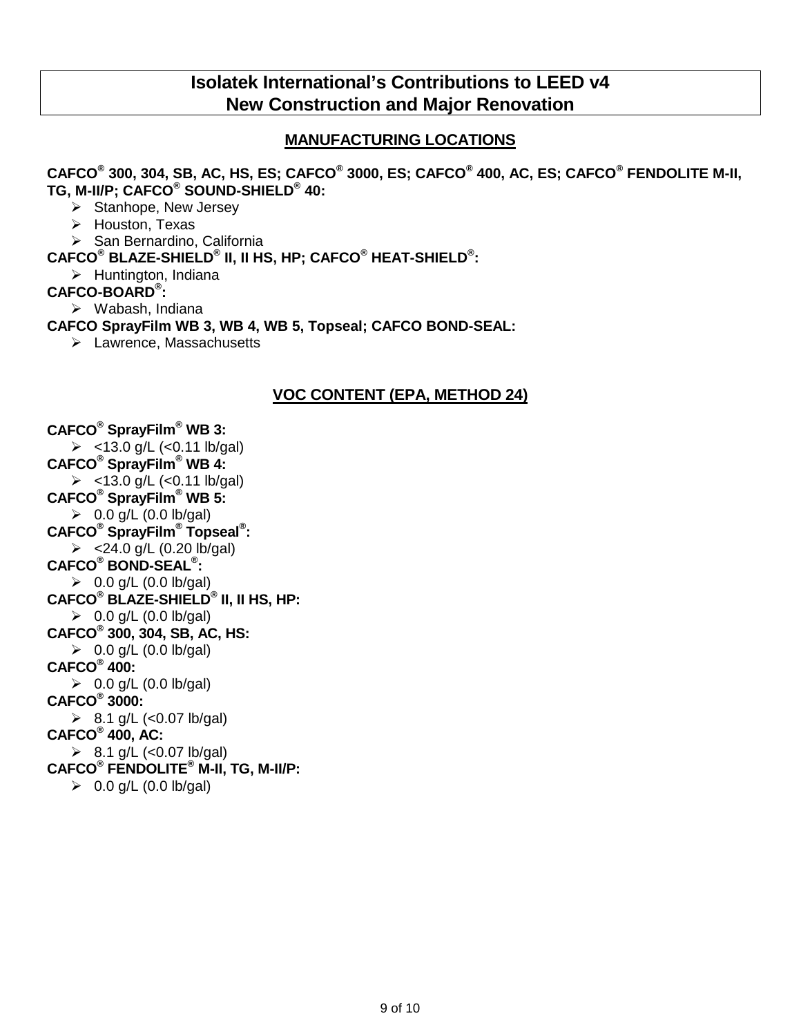# Isolatek International's Contributions to LEED v4 New Construction and Major Renovation

## MANUFACTURING LOCATIONS

**CAFCO® 300, 304, SB, AC, HS, ES; CAFCO® 3000, ES; CAFCO® 400, AC, ES; CAFCO® FENDOLITE M-II, TG, M-II/P; CAFCO® SOUND-SHIELD® 40:**

- Stanhope, New Jersey
- Houston, Texas
- San Bernardino, California

**CAFCO® BLAZE-SHIELD® II, II HS, HP; CAFCO® HEAT-SHIELD®:**

- Huntington, Indiana

**CAFCO-BOARD®:**

- Wabash, Indiana

**CAFCO SprayFilm WB 3, WB 4, WB 5, Topseal; CAFCO BOND-SEAL:**

- Lawrence, Massachusetts

## VOC CONTENT (EPA, METHOD 24)

**CAFCO® SprayFilm® WB 3:**

- <13.0 g/L (<0.11 lb/gal)

**CAFCO® SprayFilm® WB 4:**

- <13.0 g/L (<0.11 lb/gal)

**CAFCO® SprayFilm® WB 5:**

- 0.0 g/L (0.0 lb/gal)

**CAFCO® SprayFilm® Topseal®:**

- <24.0 g/L (0.20 lb/gal)

**CAFCO® BOND-SEAL®:**

- 0.0 g/L (0.0 lb/gal)

**CAFCO® BLAZE-SHIELD® II, II HS, HP:**

- 0.0 g/L (0.0 lb/gal)

**CAFCO® 300, 304, SB, AC, HS:**

- 0.0 g/L (0.0 lb/gal)

**CAFCO® 400:**

- 0.0 g/L (0.0 lb/gal)

**CAFCO® 3000:**

- 8.1 g/L (<0.07 lb/gal)

**CAFCO® 400, AC:**

- 8.1 g/L (<0.07 lb/gal)

**CAFCO® FENDOLITE® M-II, TG, M-II/P:**

- 0.0 g/L (0.0 lb/gal)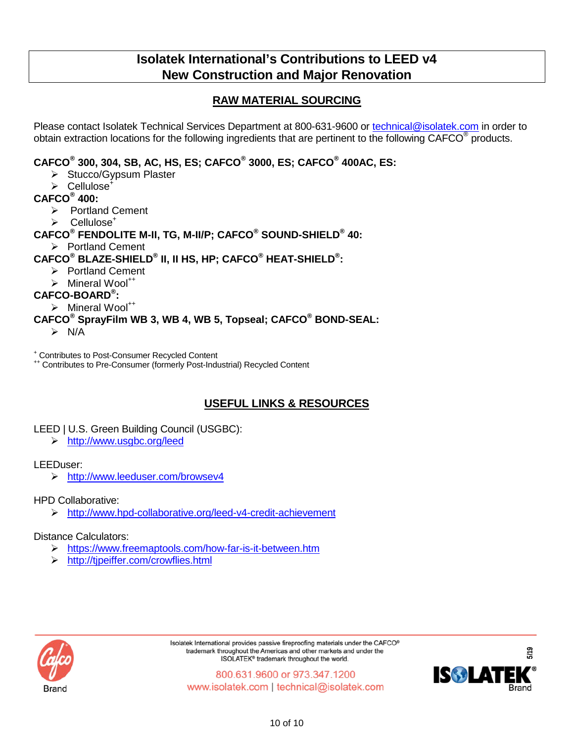# Isolatek International's Contributions to LEED v4 New Construction and Major Renovation

## RAW MATERIAL SOURCING

Please contact Isolatek Technical Services Department at 800-631-9600 or technical@isolatek.com in order to obtain extraction locations for the following ingredients that are pertinent to the following CAFCO® products.

**CAFCO® 300, 304, SB, AC, HS, ES; CAFCO® 3000, ES; CAFCO® 400AC, ES:**
- Stucco/Gypsum Plaster
- Cellulose[+]

**CAFCO® 400:**
- Portland Cement
- Cellulose[+]

**CAFCO® FENDOLITE M-II, TG, M-II/P; CAFCO® SOUND-SHIELD® 40:**
- Portland Cement

**CAFCO® BLAZE-SHIELD® II, II HS, HP; CAFCO® HEAT-SHIELD®:**
- Portland Cement
- Mineral Wool[++]

**CAFCO-BOARD®:**
- Mineral Wool[++]

**CAFCO® SprayFilm WB 3, WB 4, WB 5, Topseal; CAFCO® BOND-SEAL:**
- N/A

[+] Contributes to Post-Consumer Recycled Content
[++] Contributes to Pre-Consumer (formerly Post-Industrial) Recycled Content

## USEFUL LINKS & RESOURCES

LEED | U.S. Green Building Council (USGBC):
- http://www.usgbc.org/leed

LEEDuser:
- http://www.leeduser.com/browsev4

HPD Collaborative:
- http://www.hpd-collaborative.org/leed-v4-credit-achievement

Distance Calculators:
- https://www.freemaptools.com/how-far-is-it-between.htm
- http://tjpeiffer.com/crowflies.html

Isolatek International provides passive fireproofing materials under the CAFCO® trademark throughout the Americas and other markets and under the ISOLATEK® trademark throughout the world.

800.631.9600 or 973.347.1200
www.isolatek.com | technical@isolatek.com

5/19